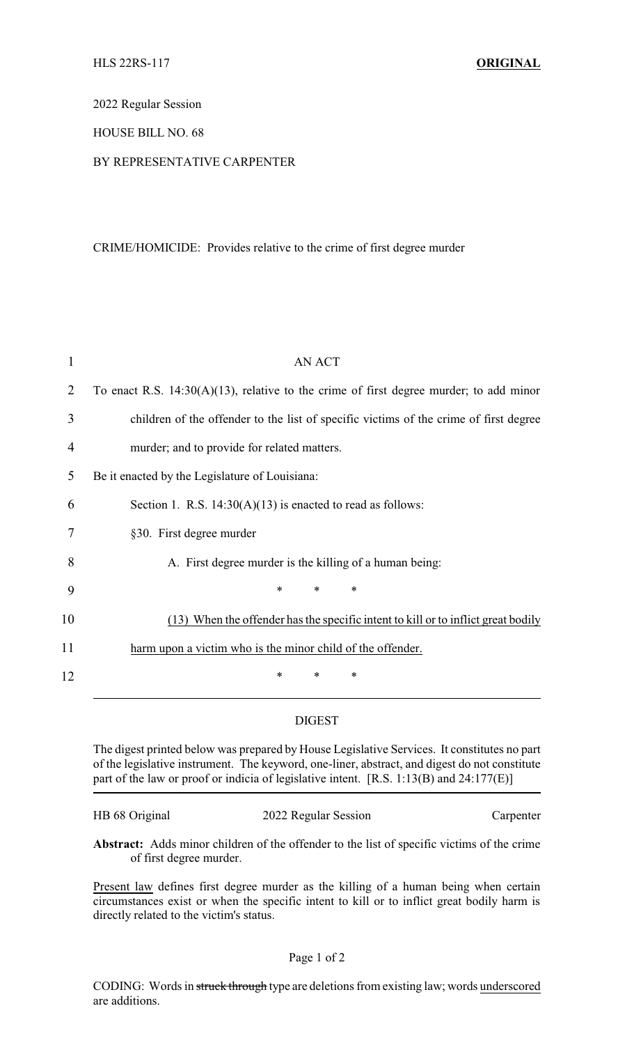HLS 22RS-117 **ORIGINAL**

2022 Regular Session

HOUSE BILL NO. 68

BY REPRESENTATIVE CARPENTER

CRIME/HOMICIDE: Provides relative to the crime of first degree murder

AN ACT

To enact R.S. 14:30(A)(13), relative to the crime of first degree murder; to add minor children of the offender to the list of specific victims of the crime of first degree murder; and to provide for related matters.

Be it enacted by the Legislature of Louisiana:

Section 1. R.S. 14:30(A)(13) is enacted to read as follows:

§30. First degree murder

A. First degree murder is the killing of a human being:

\* \* \*

<u>(13) When the offender has the specific intent to kill or to inflict great bodily harm upon a victim who is the minor child of the offender.</u>

\* \* \*

DIGEST

The digest printed below was prepared by House Legislative Services. It constitutes no part of the legislative instrument. The keyword, one-liner, abstract, and digest do not constitute part of the law or proof or indicia of legislative intent. [R.S. 1:13(B) and 24:177(E)]

HB 68 Original 2022 Regular Session Carpenter

**Abstract:** Adds minor children of the offender to the list of specific victims of the crime of first degree murder.

<u>Present law</u> defines first degree murder as the killing of a human being when certain circumstances exist or when the specific intent to kill or to inflict great bodily harm is directly related to the victim's status.

CODING: Words in ~~struck through~~ type are deletions from existing law; words <u>underscored</u> are additions.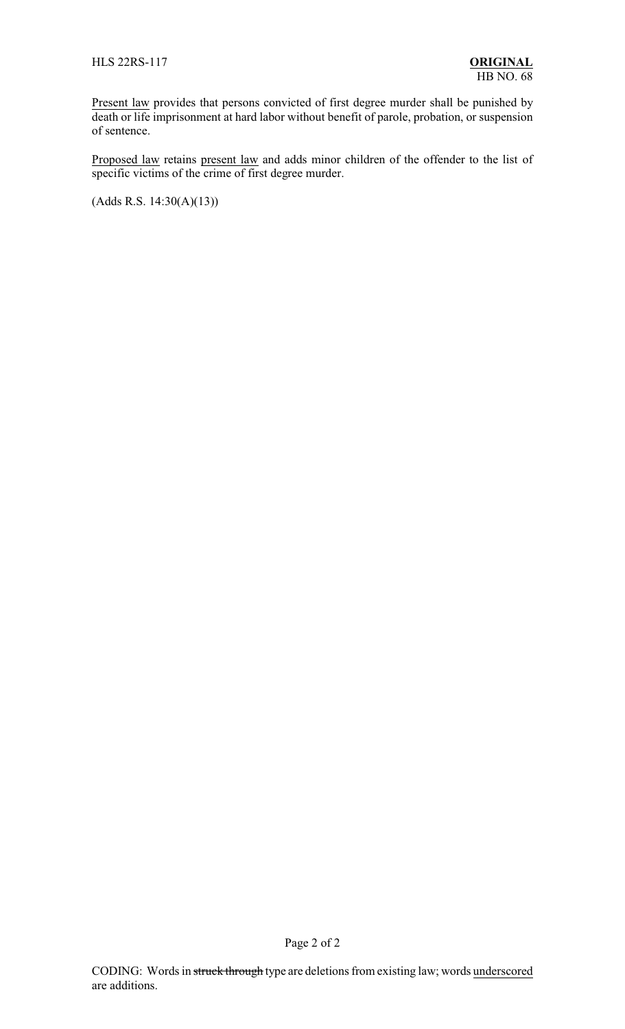Present law provides that persons convicted of first degree murder shall be punished by death or life imprisonment at hard labor without benefit of parole, probation, or suspension of sentence.

Proposed law retains present law and adds minor children of the offender to the list of specific victims of the crime of first degree murder.

(Adds R.S. 14:30(A)(13))

CODING: Words in ~~struck through~~ type are deletions from existing law; words underscored are additions.